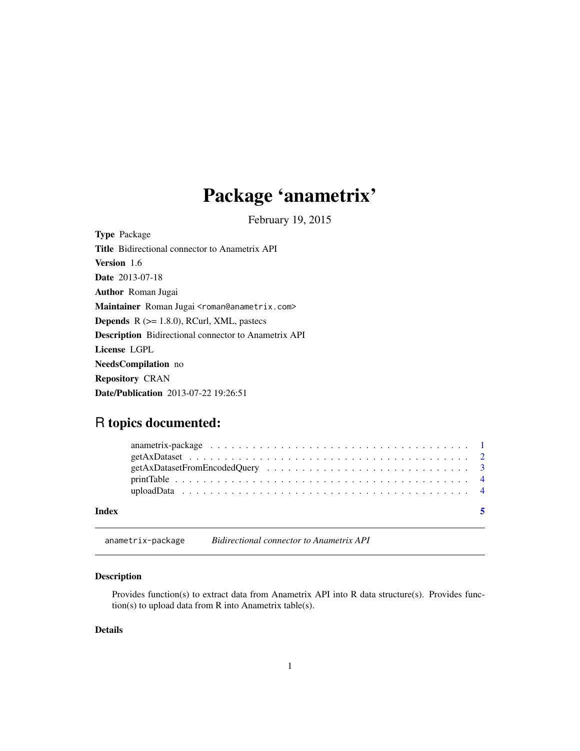# Package 'anametrix'

February 19, 2015

**Type** Package

**Title** Bidirectional connector to Anametrix API

**Version** 1.6

**Date** 2013-07-18

**Author** Roman Jugai

**Maintainer** Roman Jugai <roman@anametrix.com>

**Depends** R (>= 1.8.0), RCurl, XML, pastecs

**Description** Bidirectional connector to Anametrix API

**License** LGPL

**NeedsCompilation** no

**Repository** CRAN

**Date/Publication** 2013-07-22 19:26:51

## R topics documented:

| | |
|---|---|
| anametrix-package | 1 |
| getAxDataset | 2 |
| getAxDatasetFromEncodedQuery | 3 |
| printTable | 4 |
| uploadData | 4 |
| **Index** | **5** |

---

`anametrix-package` *Bidirectional connector to Anametrix API*

---

### Description

Provides function(s) to extract data from Anametrix API into R data structure(s). Provides function(s) to upload data from R into Anametrix table(s).

### Details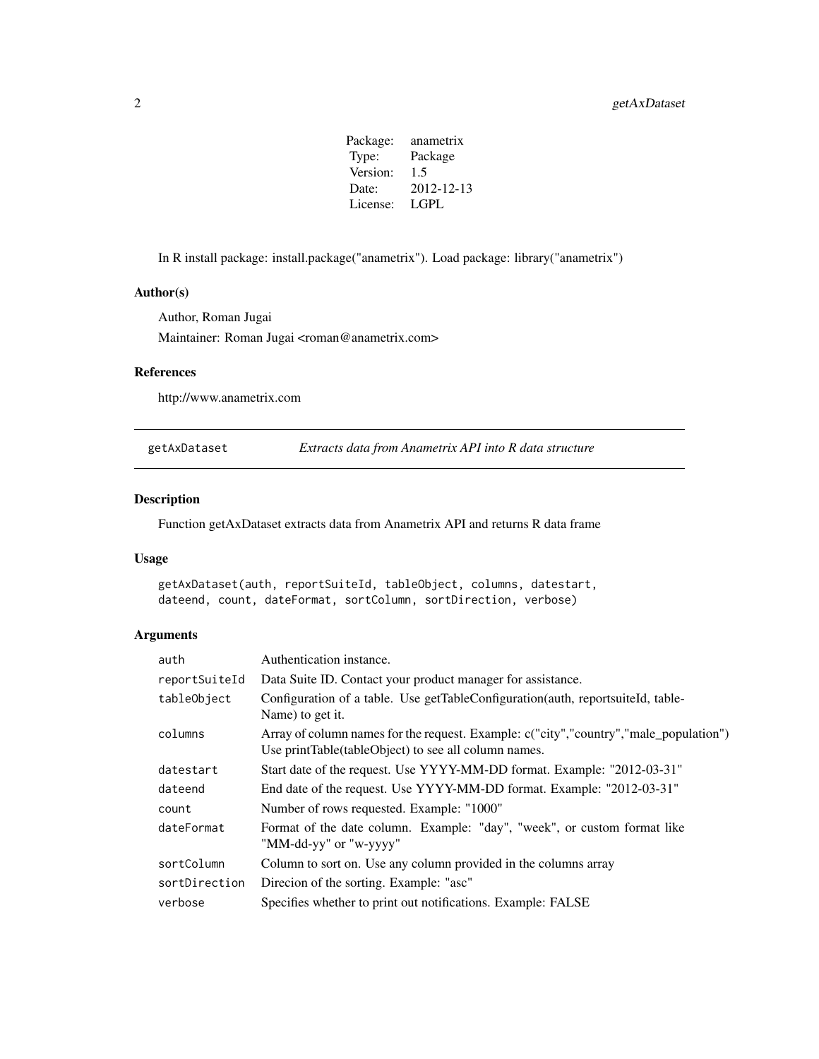| Package: | anametrix |
|---|---|
| Type: | Package |
| Version: | 1.5 |
| Date: | 2012-12-13 |
| License: | LGPL |

In R install package: install.package("anametrix"). Load package: library("anametrix")

### Author(s)

Author, Roman Jugai

Maintainer: Roman Jugai <roman@anametrix.com>

### References

http://www.anametrix.com

---

## getAxDataset *Extracts data from Anametrix API into R data structure*

---

### Description

Function getAxDataset extracts data from Anametrix API and returns R data frame

### Usage

```
getAxDataset(auth, reportSuiteId, tableObject, columns, datestart,
dateend, count, dateFormat, sortColumn, sortDirection, verbose)
```

### Arguments

| | |
|---|---|
| `auth` | Authentication instance. |
| `reportSuiteId` | Data Suite ID. Contact your product manager for assistance. |
| `tableObject` | Configuration of a table. Use getTableConfiguration(auth, reportsuiteId, tableName) to get it. |
| `columns` | Array of column names for the request. Example: c("city","country","male_population") Use printTable(tableObject) to see all column names. |
| `datestart` | Start date of the request. Use YYYY-MM-DD format. Example: "2012-03-31" |
| `dateend` | End date of the request. Use YYYY-MM-DD format. Example: "2012-03-31" |
| `count` | Number of rows requested. Example: "1000" |
| `dateFormat` | Format of the date column. Example: "day", "week", or custom format like "MM-dd-yy" or "w-yyyy" |
| `sortColumn` | Column to sort on. Use any column provided in the columns array |
| `sortDirection` | Direcion of the sorting. Example: "asc" |
| `verbose` | Specifies whether to print out notifications. Example: FALSE |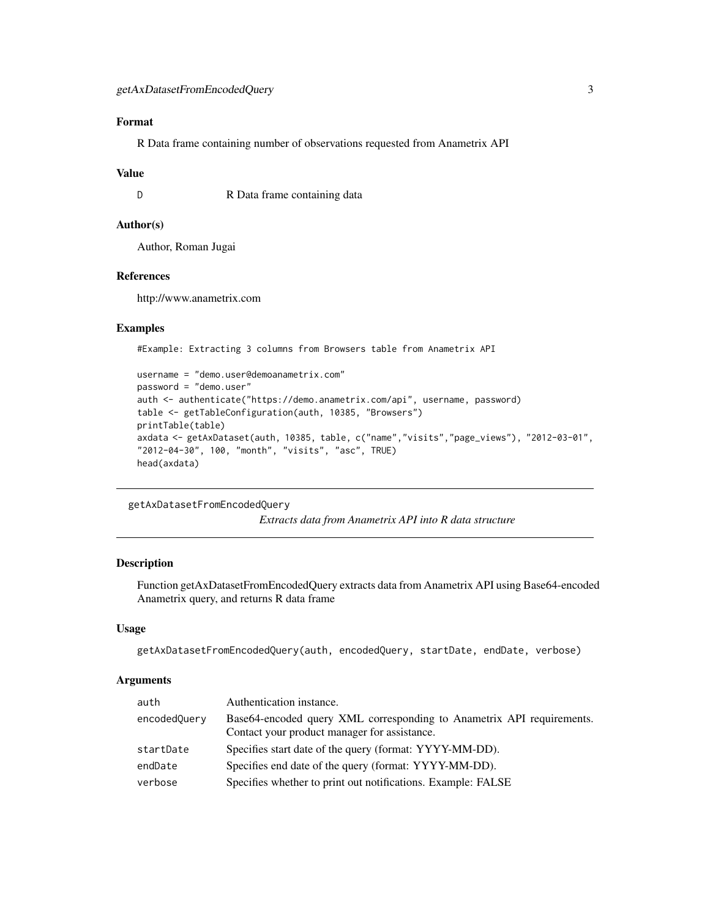### Format

R Data frame containing number of observations requested from Anametrix API

### Value

| | |
|---|---|
| D | R Data frame containing data |

### Author(s)

Author, Roman Jugai

### References

http://www.anametrix.com

### Examples

```
#Example: Extracting 3 columns from Browsers table from Anametrix API

username = "demo.user@demoanametrix.com"
password = "demo.user"
auth <- authenticate("https://demo.anametrix.com/api", username, password)
table <- getTableConfiguration(auth, 10385, "Browsers")
printTable(table)
axdata <- getAxDataset(auth, 10385, table, c("name","visits","page_views"), "2012-03-01",
"2012-04-30", 100, "month", "visits", "asc", TRUE)
head(axdata)
```

---

## getAxDatasetFromEncodedQuery

*Extracts data from Anametrix API into R data structure*

---

### Description

Function getAxDatasetFromEncodedQuery extracts data from Anametrix API using Base64-encoded Anametrix query, and returns R data frame

### Usage

```
getAxDatasetFromEncodedQuery(auth, encodedQuery, startDate, endDate, verbose)
```

### Arguments

| | |
|---|---|
| auth | Authentication instance. |
| encodedQuery | Base64-encoded query XML corresponding to Anametrix API requirements. Contact your product manager for assistance. |
| startDate | Specifies start date of the query (format: YYYY-MM-DD). |
| endDate | Specifies end date of the query (format: YYYY-MM-DD). |
| verbose | Specifies whether to print out notifications. Example: FALSE |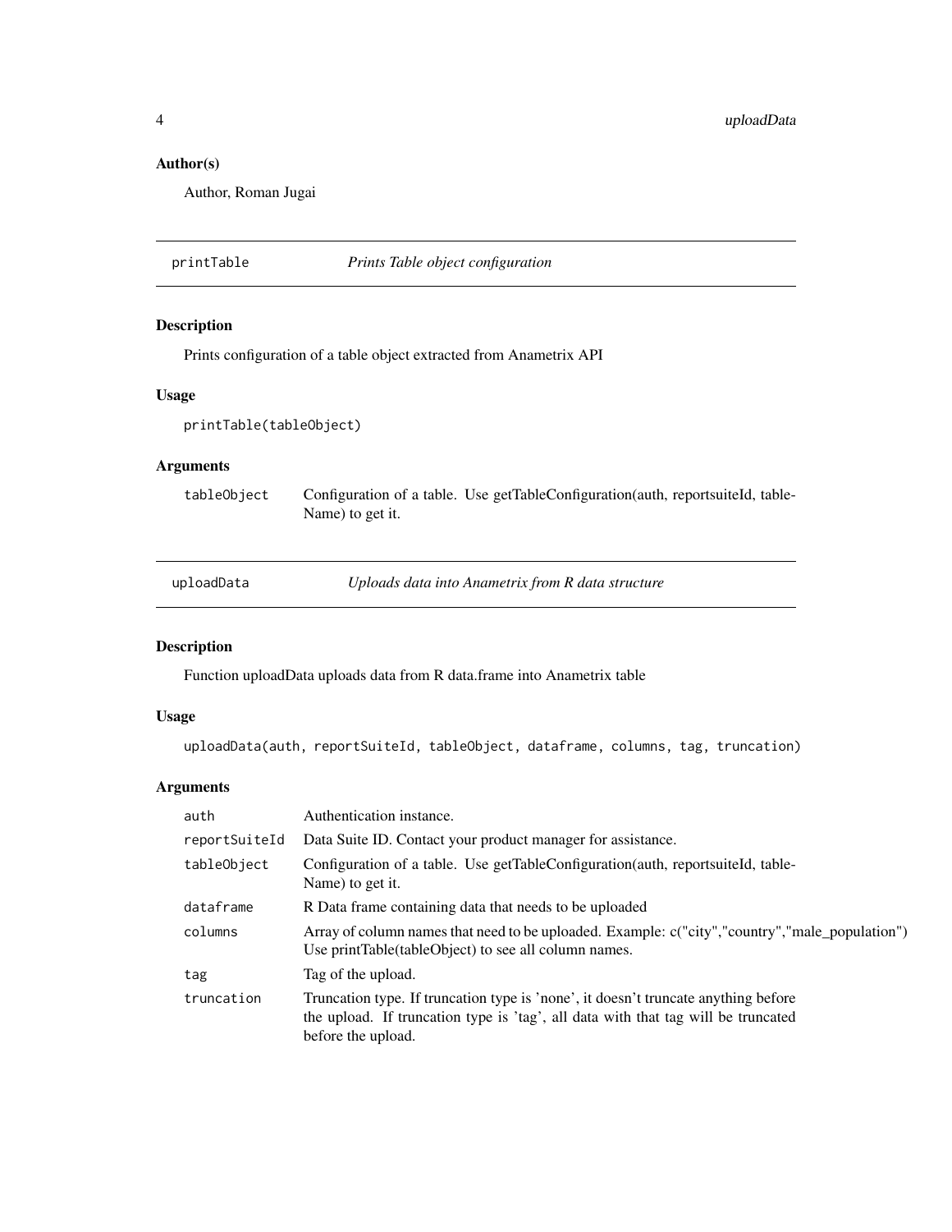## Author(s)

Author, Roman Jugai

---

`printTable` *Prints Table object configuration*

---

## Description

Prints configuration of a table object extracted from Anametrix API

## Usage

```
printTable(tableObject)
```

## Arguments

| | |
|---|---|
| tableObject | Configuration of a table. Use getTableConfiguration(auth, reportsuiteId, tableName) to get it. |

---

`uploadData` *Uploads data into Anametrix from R data structure*

---

## Description

Function uploadData uploads data from R data.frame into Anametrix table

## Usage

```
uploadData(auth, reportSuiteId, tableObject, dataframe, columns, tag, truncation)
```

## Arguments

| | |
|---|---|
| auth | Authentication instance. |
| reportSuiteId | Data Suite ID. Contact your product manager for assistance. |
| tableObject | Configuration of a table. Use getTableConfiguration(auth, reportsuiteId, tableName) to get it. |
| dataframe | R Data frame containing data that needs to be uploaded |
| columns | Array of column names that need to be uploaded. Example: c("city","country","male_population") Use printTable(tableObject) to see all column names. |
| tag | Tag of the upload. |
| truncation | Truncation type. If truncation type is 'none', it doesn't truncate anything before the upload. If truncation type is 'tag', all data with that tag will be truncated before the upload. |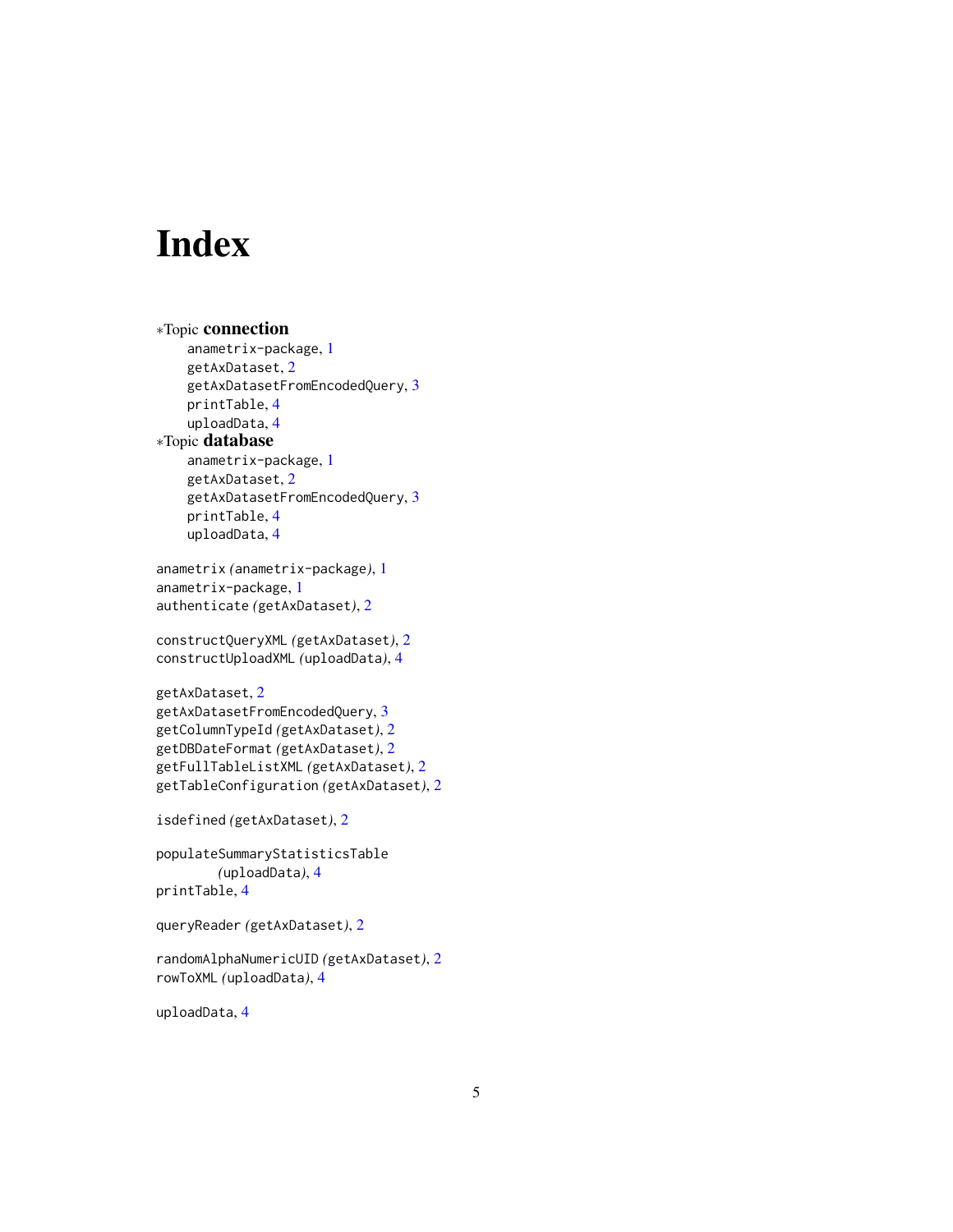# Index

∗Topic **connection**

- anametrix-package, 1
- getAxDataset, 2
- getAxDatasetFromEncodedQuery, 3
- printTable, 4
- uploadData, 4

∗Topic **database**

- anametrix-package, 1
- getAxDataset, 2
- getAxDatasetFromEncodedQuery, 3
- printTable, 4
- uploadData, 4

anametrix *(*anametrix-package*)*, 1
anametrix-package, 1
authenticate *(*getAxDataset*)*, 2

constructQueryXML *(*getAxDataset*)*, 2
constructUploadXML *(*uploadData*)*, 4

getAxDataset, 2
getAxDatasetFromEncodedQuery, 3
getColumnTypeId *(*getAxDataset*)*, 2
getDBDateFormat *(*getAxDataset*)*, 2
getFullTableListXML *(*getAxDataset*)*, 2
getTableConfiguration *(*getAxDataset*)*, 2

isdefined *(*getAxDataset*)*, 2

populateSummaryStatisticsTable *(*uploadData*)*, 4
printTable, 4

queryReader *(*getAxDataset*)*, 2

randomAlphaNumericUID *(*getAxDataset*)*, 2
rowToXML *(*uploadData*)*, 4

uploadData, 4